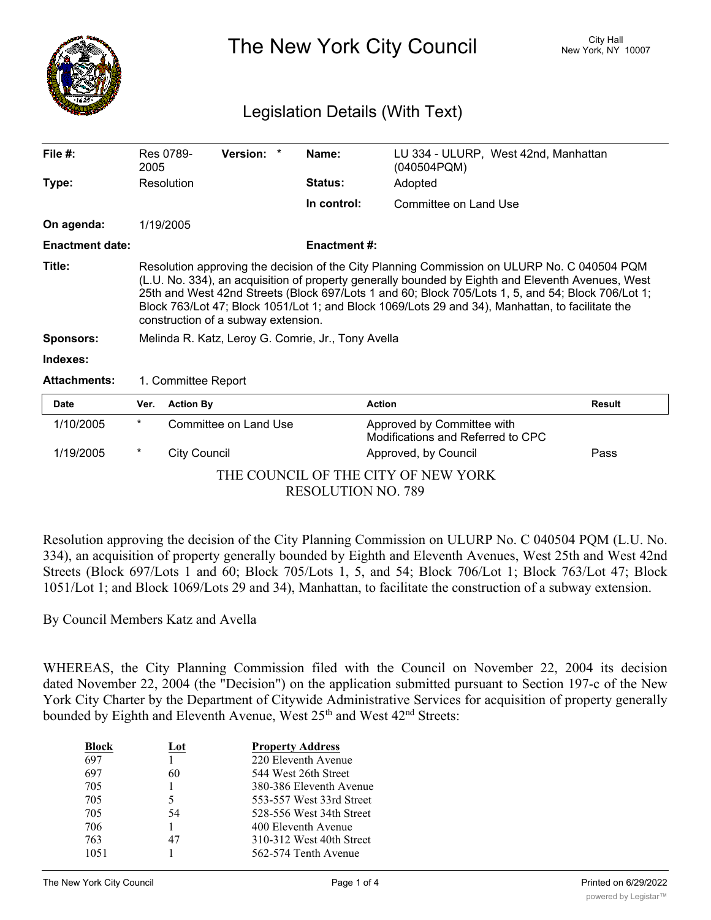# The New York City Council

City Hall
New York, NY 10007

## Legislation Details (With Text)

| | | | | | |
|---|---|---|---|---|---|
| **File #:** | Res 0789-2005 | **Version:** * | | **Name:** | LU 334 - ULURP, West 42nd, Manhattan (040504PQM) |
| **Type:** | Resolution | | | **Status:** | Adopted |
| | | | | **In control:** | Committee on Land Use |
| **On agenda:** | 1/19/2005 | | | | |
| **Enactment date:** | | | | **Enactment #:** | |

**Title:** Resolution approving the decision of the City Planning Commission on ULURP No. C 040504 PQM (L.U. No. 334), an acquisition of property generally bounded by Eighth and Eleventh Avenues, West 25th and West 42nd Streets (Block 697/Lots 1 and 60; Block 705/Lots 1, 5, and 54; Block 706/Lot 1; Block 763/Lot 47; Block 1051/Lot 1; and Block 1069/Lots 29 and 34), Manhattan, to facilitate the construction of a subway extension.

**Sponsors:** Melinda R. Katz, Leroy G. Comrie, Jr., Tony Avella

**Indexes:**

**Attachments:** 1. Committee Report

| Date | Ver. | Action By | Action | Result |
|---|---|---|---|---|
| 1/10/2005 | * | Committee on Land Use | Approved by Committee with Modifications and Referred to CPC | |
| 1/19/2005 | * | City Council | Approved, by Council | Pass |

THE COUNCIL OF THE CITY OF NEW YORK
RESOLUTION NO. 789

Resolution approving the decision of the City Planning Commission on ULURP No. C 040504 PQM (L.U. No. 334), an acquisition of property generally bounded by Eighth and Eleventh Avenues, West 25th and West 42nd Streets (Block 697/Lots 1 and 60; Block 705/Lots 1, 5, and 54; Block 706/Lot 1; Block 763/Lot 47; Block 1051/Lot 1; and Block 1069/Lots 29 and 34), Manhattan, to facilitate the construction of a subway extension.

By Council Members Katz and Avella

WHEREAS, the City Planning Commission filed with the Council on November 22, 2004 its decision dated November 22, 2004 (the "Decision") on the application submitted pursuant to Section 197-c of the New York City Charter by the Department of Citywide Administrative Services for acquisition of property generally bounded by Eighth and Eleventh Avenue, West 25th and West 42nd Streets:

| Block | Lot | Property Address |
|---|---|---|
| 697 | 1 | 220 Eleventh Avenue |
| 697 | 60 | 544 West 26th Street |
| 705 | 1 | 380-386 Eleventh Avenue |
| 705 | 5 | 553-557 West 33rd Street |
| 705 | 54 | 528-556 West 34th Street |
| 706 | 1 | 400 Eleventh Avenue |
| 763 | 47 | 310-312 West 40th Street |
| 1051 | 1 | 562-574 Tenth Avenue |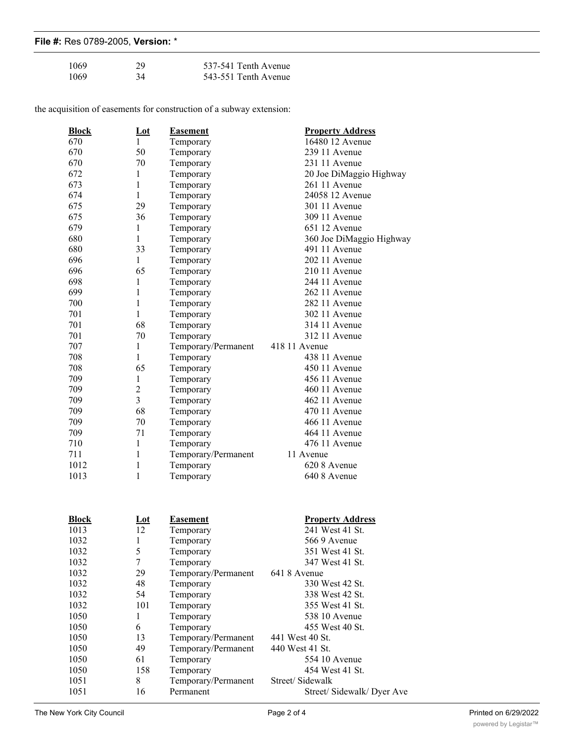| | | |
|---|---|---|
| 1069 | 29 | 537-541 Tenth Avenue |
| 1069 | 34 | 543-551 Tenth Avenue |

the acquisition of easements for construction of a subway extension:

| Block | Lot | Easement | Property Address |
|---|---|---|---|
| 670 | 1 | Temporary | 16480 12 Avenue |
| 670 | 50 | Temporary | 239 11 Avenue |
| 670 | 70 | Temporary | 231 11 Avenue |
| 672 | 1 | Temporary | 20 Joe DiMaggio Highway |
| 673 | 1 | Temporary | 261 11 Avenue |
| 674 | 1 | Temporary | 24058 12 Avenue |
| 675 | 29 | Temporary | 301 11 Avenue |
| 675 | 36 | Temporary | 309 11 Avenue |
| 679 | 1 | Temporary | 651 12 Avenue |
| 680 | 1 | Temporary | 360 Joe DiMaggio Highway |
| 680 | 33 | Temporary | 491 11 Avenue |
| 696 | 1 | Temporary | 202 11 Avenue |
| 696 | 65 | Temporary | 210 11 Avenue |
| 698 | 1 | Temporary | 244 11 Avenue |
| 699 | 1 | Temporary | 262 11 Avenue |
| 700 | 1 | Temporary | 282 11 Avenue |
| 701 | 1 | Temporary | 302 11 Avenue |
| 701 | 68 | Temporary | 314 11 Avenue |
| 701 | 70 | Temporary | 312 11 Avenue |
| 707 | 1 | Temporary/Permanent | 418 11 Avenue |
| 708 | 1 | Temporary | 438 11 Avenue |
| 708 | 65 | Temporary | 450 11 Avenue |
| 709 | 1 | Temporary | 456 11 Avenue |
| 709 | 2 | Temporary | 460 11 Avenue |
| 709 | 3 | Temporary | 462 11 Avenue |
| 709 | 68 | Temporary | 470 11 Avenue |
| 709 | 70 | Temporary | 466 11 Avenue |
| 709 | 71 | Temporary | 464 11 Avenue |
| 710 | 1 | Temporary | 476 11 Avenue |
| 711 | 1 | Temporary/Permanent | 11 Avenue |
| 1012 | 1 | Temporary | 620 8 Avenue |
| 1013 | 1 | Temporary | 640 8 Avenue |

| Block | Lot | Easement | Property Address |
|---|---|---|---|
| 1013 | 12 | Temporary | 241 West 41 St. |
| 1032 | 1 | Temporary | 566 9 Avenue |
| 1032 | 5 | Temporary | 351 West 41 St. |
| 1032 | 7 | Temporary | 347 West 41 St. |
| 1032 | 29 | Temporary/Permanent | 641 8 Avenue |
| 1032 | 48 | Temporary | 330 West 42 St. |
| 1032 | 54 | Temporary | 338 West 42 St. |
| 1032 | 101 | Temporary | 355 West 41 St. |
| 1050 | 1 | Temporary | 538 10 Avenue |
| 1050 | 6 | Temporary | 455 West 40 St. |
| 1050 | 13 | Temporary/Permanent | 441 West 40 St. |
| 1050 | 49 | Temporary/Permanent | 440 West 41 St. |
| 1050 | 61 | Temporary | 554 10 Avenue |
| 1050 | 158 | Temporary | 454 West 41 St. |
| 1051 | 8 | Temporary/Permanent | Street/ Sidewalk |
| 1051 | 16 | Permanent | Street/ Sidewalk/ Dyer Ave |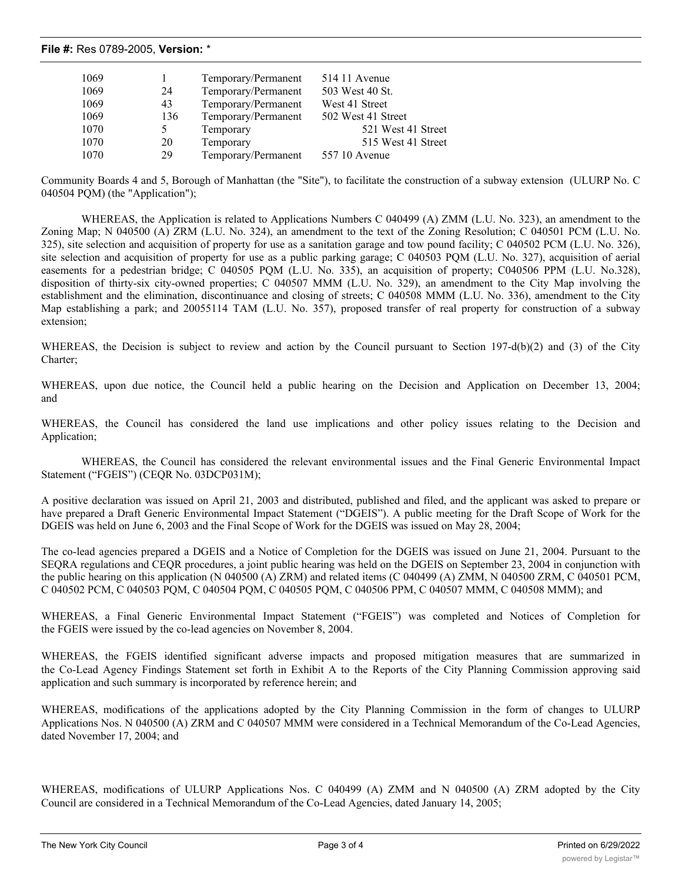| | | | |
|---|---|---|---|
| 1069 | 1 | Temporary/Permanent | 514 11 Avenue |
| 1069 | 24 | Temporary/Permanent | 503 West 40 St. |
| 1069 | 43 | Temporary/Permanent | West 41 Street |
| 1069 | 136 | Temporary/Permanent | 502 West 41 Street |
| 1070 | 5 | Temporary | 521 West 41 Street |
| 1070 | 20 | Temporary | 515 West 41 Street |
| 1070 | 29 | Temporary/Permanent | 557 10 Avenue |

Community Boards 4 and 5, Borough of Manhattan (the "Site"), to facilitate the construction of a subway extension (ULURP No. C 040504 PQM) (the "Application");

WHEREAS, the Application is related to Applications Numbers C 040499 (A) ZMM (L.U. No. 323), an amendment to the Zoning Map; N 040500 (A) ZRM (L.U. No. 324), an amendment to the text of the Zoning Resolution; C 040501 PCM (L.U. No. 325), site selection and acquisition of property for use as a sanitation garage and tow pound facility; C 040502 PCM (L.U. No. 326), site selection and acquisition of property for use as a public parking garage; C 040503 PQM (L.U. No. 327), acquisition of aerial easements for a pedestrian bridge; C 040505 PQM (L.U. No. 335), an acquisition of property; C040506 PPM (L.U. No.328), disposition of thirty-six city-owned properties; C 040507 MMM (L.U. No. 329), an amendment to the City Map involving the establishment and the elimination, discontinuance and closing of streets; C 040508 MMM (L.U. No. 336), amendment to the City Map establishing a park; and 20055114 TAM (L.U. No. 357), proposed transfer of real property for construction of a subway extension;

WHEREAS, the Decision is subject to review and action by the Council pursuant to Section 197-d(b)(2) and (3) of the City Charter;

WHEREAS, upon due notice, the Council held a public hearing on the Decision and Application on December 13, 2004; and

WHEREAS, the Council has considered the land use implications and other policy issues relating to the Decision and Application;

WHEREAS, the Council has considered the relevant environmental issues and the Final Generic Environmental Impact Statement ("FGEIS") (CEQR No. 03DCP031M);

A positive declaration was issued on April 21, 2003 and distributed, published and filed, and the applicant was asked to prepare or have prepared a Draft Generic Environmental Impact Statement ("DGEIS"). A public meeting for the Draft Scope of Work for the DGEIS was held on June 6, 2003 and the Final Scope of Work for the DGEIS was issued on May 28, 2004;

The co-lead agencies prepared a DGEIS and a Notice of Completion for the DGEIS was issued on June 21, 2004. Pursuant to the SEQRA regulations and CEQR procedures, a joint public hearing was held on the DGEIS on September 23, 2004 in conjunction with the public hearing on this application (N 040500 (A) ZRM) and related items (C 040499 (A) ZMM, N 040500 ZRM, C 040501 PCM, C 040502 PCM, C 040503 PQM, C 040504 PQM, C 040505 PQM, C 040506 PPM, C 040507 MMM, C 040508 MMM); and

WHEREAS, a Final Generic Environmental Impact Statement ("FGEIS") was completed and Notices of Completion for the FGEIS were issued by the co-lead agencies on November 8, 2004.

WHEREAS, the FGEIS identified significant adverse impacts and proposed mitigation measures that are summarized in the Co-Lead Agency Findings Statement set forth in Exhibit A to the Reports of the City Planning Commission approving said application and such summary is incorporated by reference herein; and

WHEREAS, modifications of the applications adopted by the City Planning Commission in the form of changes to ULURP Applications Nos. N 040500 (A) ZRM and C 040507 MMM were considered in a Technical Memorandum of the Co-Lead Agencies, dated November 17, 2004; and

WHEREAS, modifications of ULURP Applications Nos. C 040499 (A) ZMM and N 040500 (A) ZRM adopted by the City Council are considered in a Technical Memorandum of the Co-Lead Agencies, dated January 14, 2005;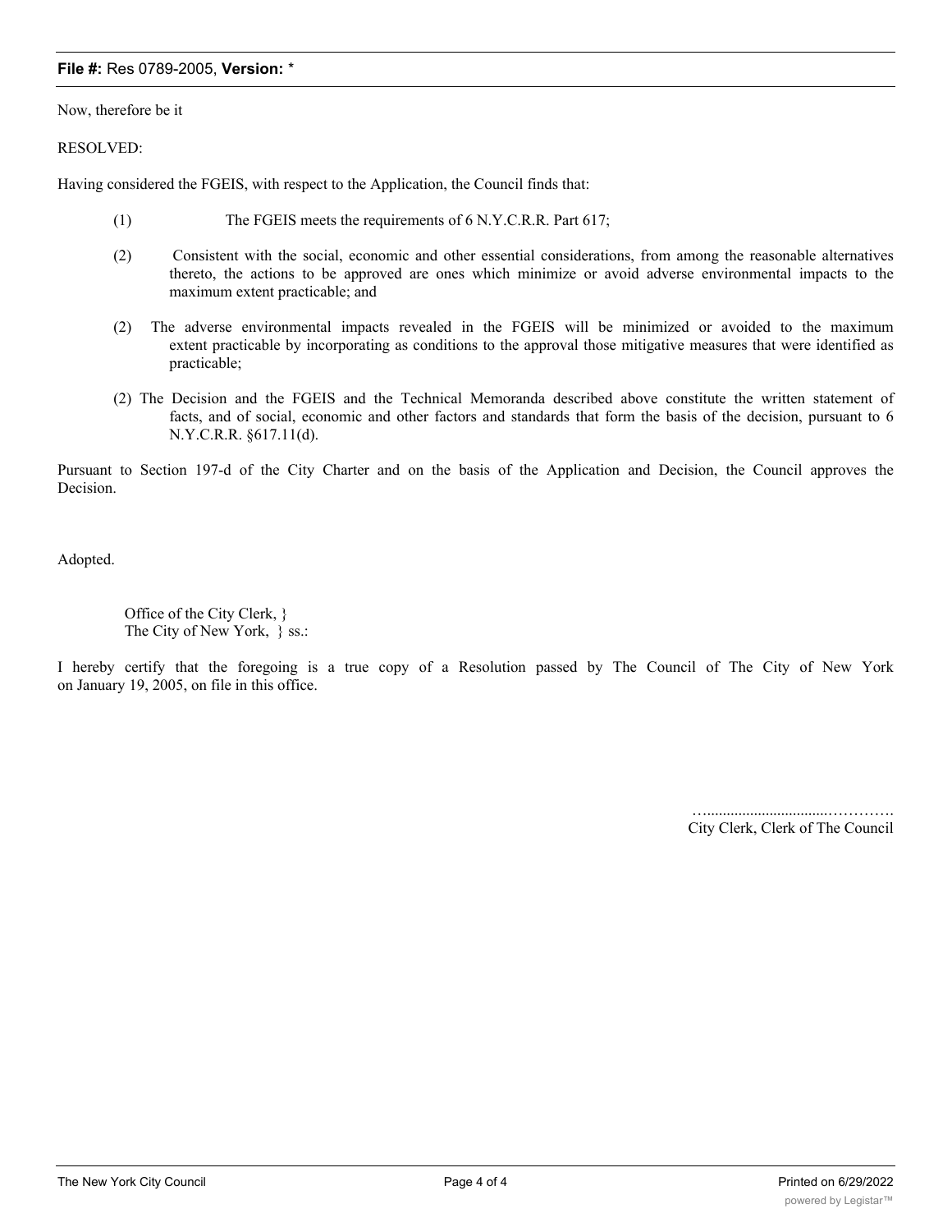Now, therefore be it

RESOLVED:

Having considered the FGEIS, with respect to the Application, the Council finds that:

(1) The FGEIS meets the requirements of 6 N.Y.C.R.R. Part 617;

(2) Consistent with the social, economic and other essential considerations, from among the reasonable alternatives thereto, the actions to be approved are ones which minimize or avoid adverse environmental impacts to the maximum extent practicable; and

(2) The adverse environmental impacts revealed in the FGEIS will be minimized or avoided to the maximum extent practicable by incorporating as conditions to the approval those mitigative measures that were identified as practicable;

(2) The Decision and the FGEIS and the Technical Memoranda described above constitute the written statement of facts, and of social, economic and other factors and standards that form the basis of the decision, pursuant to 6 N.Y.C.R.R. §617.11(d).

Pursuant to Section 197-d of the City Charter and on the basis of the Application and Decision, the Council approves the Decision.

Adopted.

Office of the City Clerk, }
The City of New York, } ss.:

I hereby certify that the foregoing is a true copy of a Resolution passed by The Council of The City of New York on January 19, 2005, on file in this office.

…..............................………….
City Clerk, Clerk of The Council